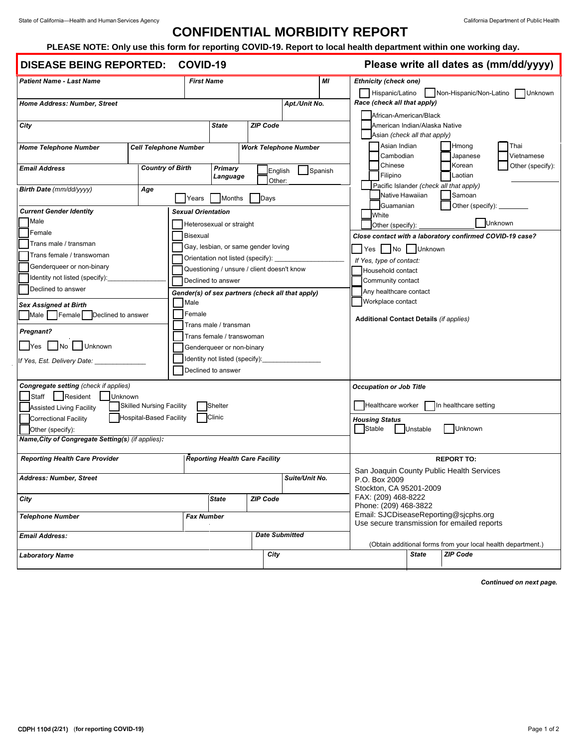# CONFIDENTIAL MORBIDITY REPORT

**PLEASE NOTE: Only use this form for reporting COVID-19. Report to local health department within one working day.**

## DISEASE BEING REPORTED: COVID-19

**Please write all dates as (mm/dd/yyyy)**

**Patient Name - Last Name** | **First Name** | **MI**

**Home Address: Number, Street** | **Apt./Unit No.**

**City** | **State** | **ZIP Code**

**Home Telephone Number** | **Cell Telephone Number** | **Work Telephone Number**

**Email Address** | **Country of Birth** | **Primary Language**: ☐ English ☐ Spanish Other: ________

**Birth Date** *(mm/dd/yyyy)* | **Age**: ☐ Years ☐ Months ☐ Days

***Ethnicity (check one)***

☐ Hispanic/Latino ☐ Non-Hispanic/Non-Latino ☐ Unknown

***Race (check all that apply)***

☐ African-American/Black
☐ American Indian/Alaska Native
☐ Asian *(check all that apply)*
- ☐ Asian Indian ☐ Hmong ☐ Thai
- ☐ Cambodian ☐ Japanese ☐ Vietnamese
- ☐ Chinese ☐ Korean ☐ Other (specify): ________
- ☐ Filipino ☐ Laotian

☐ Pacific Islander *(check all that apply)*
- ☐ Native Hawaiian ☐ Samoan
- ☐ Guamanian ☐ Other (specify): ________

☐ White
☐ Other (specify): ☐ Unknown

***Current Gender Identity***

☐ Male
☐ Female
☐ Trans male / transman
☐ Trans female / transwoman
☐ Genderqueer or non-binary
☐ Identity not listed (specify):________
☐ Declined to answer

***Sexual Orientation***

☐ Heterosexual or straight
☐ Bisexual
☐ Gay, lesbian, or same gender loving
☐ Orientation not listed (specify): ________
☐ Questioning / unsure / client doesn't know
☐ Declined to answer

***Sex Assigned at Birth***

☐ Male ☐ Female ☐ Declined to answer

***Pregnant?***

☐ Yes ☐ No ☐ Unknown

*If Yes, Est. Delivery Date:* ________

***Gender(s) of sex partners (check all that apply)***

☐ Male
☐ Female
☐ Trans male / transman
☐ Trans female / transwoman
☐ Genderqueer or non-binary
☐ Identity not listed (specify):________
☐ Declined to answer

***Close contact with a laboratory confirmed COVID-19 case?***

☐ Yes ☐ No ☐ Unknown

*If Yes, type of contact:*

☐ Household contact
☐ Community contact
☐ Any healthcare contact
☐ Workplace contact

**Additional Contact Details** *(if applies)*

***Congregate setting*** *(check if applies)*

☐ Staff ☐ Resident ☐ Unknown
☐ Assisted Living Facility ☐ Skilled Nursing Facility ☐ Shelter
☐ Correctional Facility ☐ Hospital-Based Facility ☐ Clinic
☐ Other (specify):

***Name,City of Congregate Setting(s)*** *(if applies):*

***Occupation or Job Title***

☐ Healthcare worker ☐ In healthcare setting

***Housing Status***

☐ Stable ☐ Unstable ☐ Unknown

**Reporting Health Care Provider** | **Reporting Health Care Facility**

**Address: Number, Street** | **Suite/Unit No.**

**City** | **State** | **ZIP Code**

**Telephone Number** | **Fax Number**

**Email Address:** | **Date Submitted**

**Laboratory Name** | **City** | **State** | **ZIP Code**

**REPORT TO:**

San Joaquin County Public Health Services
P.O. Box 2009
Stockton, CA 95201-2009
FAX: (209) 468-8222
Phone: (209) 468-3822
Email: SJCDiseaseReporting@sjcphs.org
Use secure transmission for emailed reports

(Obtain additional forms from your local health department.)

***Continued on next page.***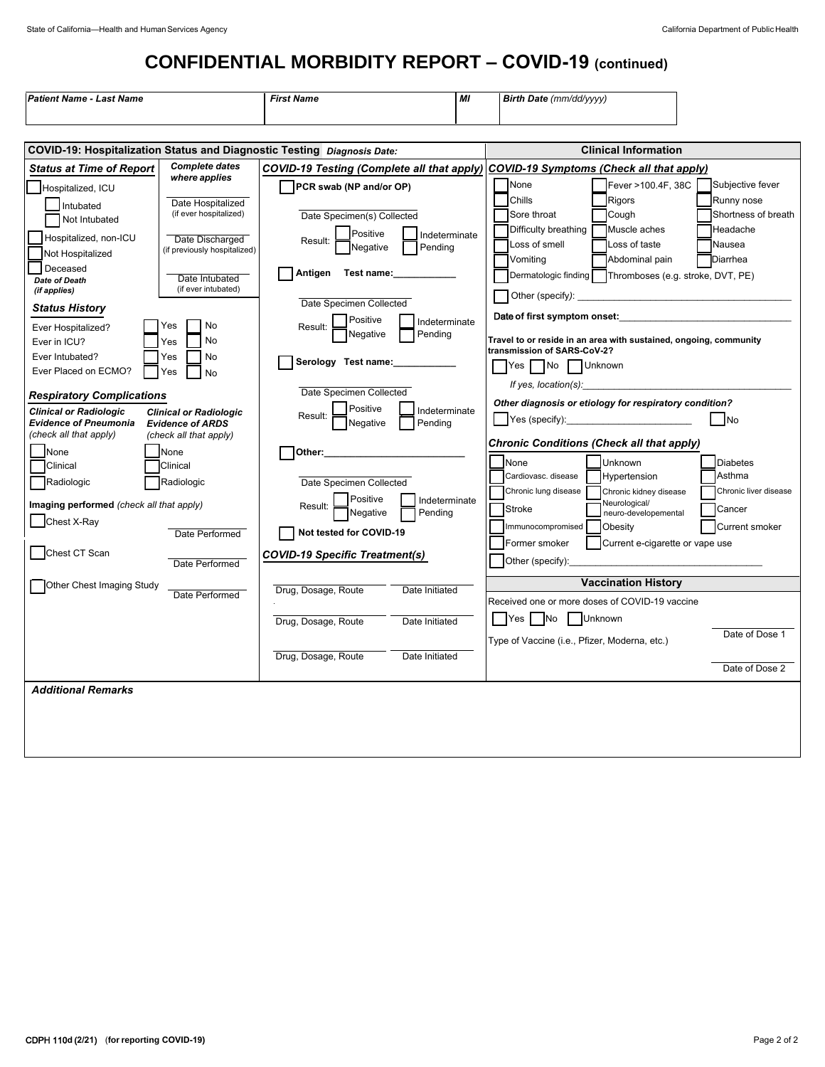# CONFIDENTIAL MORBIDITY REPORT – COVID-19 (continued)

| *Patient Name - Last Name* | *First Name* | *MI* | *Birth Date (mm/dd/yyyy)* |
|---|---|---|---|
| | | | |

## COVID-19: Hospitalization Status and Diagnostic Testing *Diagnosis Date:*

### *Status at Time of Report*

*Complete dates where applies*

- [ ] Hospitalized, ICU
  - [ ] Intubated
  - [ ] Not Intubated
- [ ] Hospitalized, non-ICU
- [ ] Not Hospitalized
- [ ] Deceased

**_Date of Death (if applies)_**

Date Hospitalized (if ever hospitalized)

Date Discharged (if previously hospitalized)

Date Intubated (if ever intubated)

### *Status History*

| | | |
|---|---|---|
| Ever Hospitalized? | [ ] Yes | [ ] No |
| Ever in ICU? | [ ] Yes | [ ] No |
| Ever Intubated? | [ ] Yes | [ ] No |
| Ever Placed on ECMO? | [ ] Yes | [ ] No |

### *Respiratory Complications*

| **_Clinical or Radiologic Evidence of Pneumonia_** *(check all that apply)* | **_Clinical or Radiologic Evidence of ARDS_** *(check all that apply)* |
|---|---|
| [ ] None | [ ] None |
| [ ] Clinical | [ ] Clinical |
| [ ] Radiologic | [ ] Radiologic |

**Imaging performed** *(check all that apply)*

- [ ] Chest X-Ray — Date Performed
- [ ] Chest CT Scan — Date Performed
- [ ] Other Chest Imaging Study — Date Performed

### *COVID-19 Testing (Complete all that apply)*

- [ ] **PCR swab (NP and/or OP)**
  - Date Specimen(s) Collected
  - Result: [ ] Positive [ ] Negative [ ] Indeterminate [ ] Pending
- [ ] **Antigen Test name:____________**
  - Date Specimen Collected
  - Result: [ ] Positive [ ] Negative [ ] Indeterminate [ ] Pending
- [ ] **Serology Test name:____________**
  - Date Specimen Collected
  - Result: [ ] Positive [ ] Negative [ ] Indeterminate [ ] Pending
- [ ] **Other:__________________________**
  - Date Specimen Collected
  - Result: [ ] Positive [ ] Negative [ ] Indeterminate [ ] Pending
- [ ] **Not tested for COVID-19**

### *COVID-19 Specific Treatment(s)*

| Drug, Dosage, Route | Date Initiated |
|---|---|
| | |
| | |
| | |

## Clinical Information

### *COVID-19 Symptoms (Check all that apply)*

| | | |
|---|---|---|
| [ ] None | [ ] Fever >100.4F, 38C | [ ] Subjective fever |
| [ ] Chills | [ ] Rigors | [ ] Runny nose |
| [ ] Sore throat | [ ] Cough | [ ] Shortness of breath |
| [ ] Difficulty breathing | [ ] Muscle aches | [ ] Headache |
| [ ] Loss of smell | [ ] Loss of taste | [ ] Nausea |
| [ ] Vomiting | [ ] Abdominal pain | [ ] Diarrhea |
| [ ] Dermatologic finding | [ ] Thromboses (e.g. stroke, DVT, PE) | |

- [ ] Other (specify): ______________________________________

**Date of first symptom onset:**______________________________

**Travel to or reside in an area with sustained, ongoing, community transmission of SARS-CoV-2?**

[ ] Yes [ ] No [ ] Unknown

*If yes, location(s):*______________________________________

***Other diagnosis or etiology for respiratory condition?***

[ ] Yes (specify):________________________ [ ] No

### *Chronic Conditions (Check all that apply)*

| | | |
|---|---|---|
| [ ] None | [ ] Unknown | [ ] Diabetes |
| [ ] Cardiovasc. disease | [ ] Hypertension | [ ] Asthma |
| [ ] Chronic lung disease | [ ] Chronic kidney disease | [ ] Chronic liver disease |
| [ ] Stroke | [ ] Neurological/ neuro-developemental | [ ] Cancer |
| [ ] Immunocompromised | [ ] Obesity | [ ] Current smoker |
| [ ] Former smoker | [ ] Current e-cigarette or vape use | |

- [ ] Other (specify):___________________________________

## Vaccination History

Received one or more doses of COVID-19 vaccine

[ ] Yes [ ] No [ ] Unknown

Type of Vaccine (i.e., Pfizer, Moderna, etc.)

Date of Dose 1

Date of Dose 2

## *Additional Remarks*

CDPH 110d (2/21) (**for reporting COVID-19**)